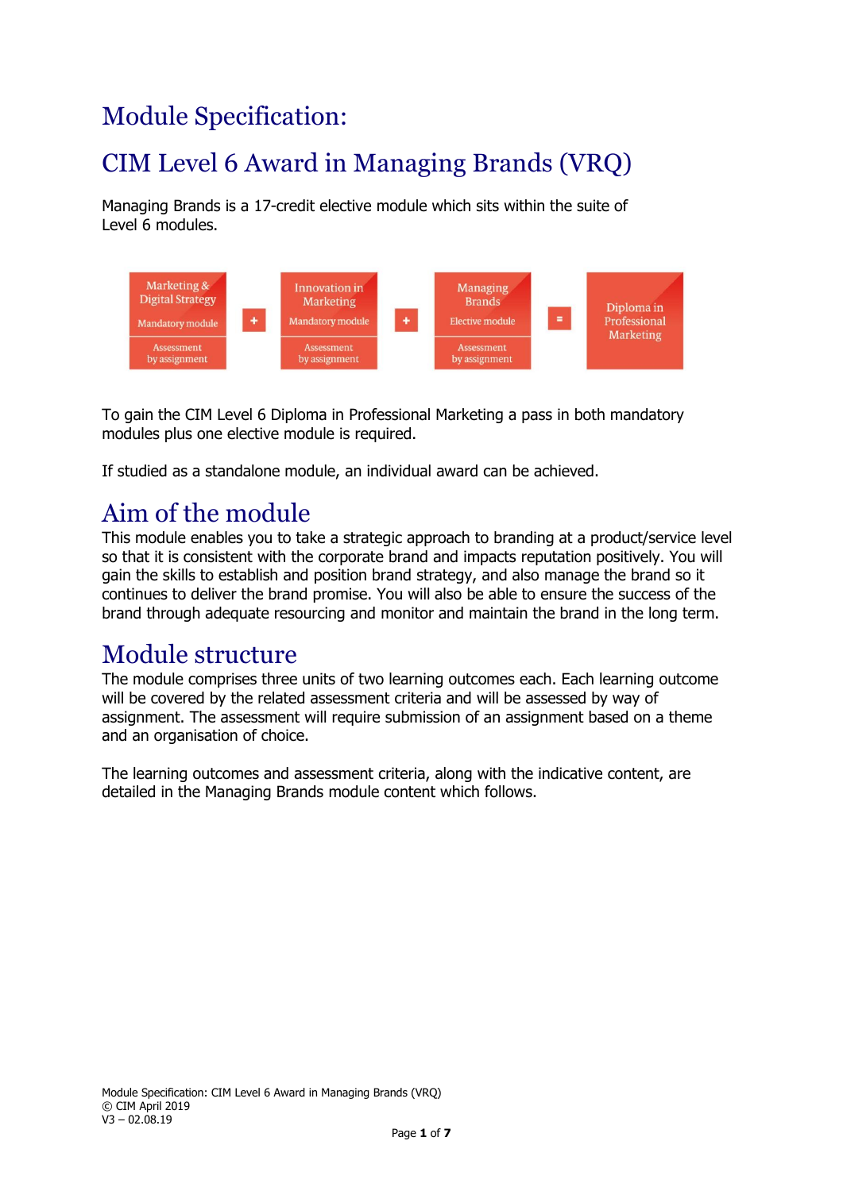# Module Specification:

# CIM Level 6 Award in Managing Brands (VRQ)

Managing Brands is a 17-credit elective module which sits within the suite of Level 6 modules.

| Marketing & Digital Strategy | | Innovation in Marketing | | Managing Brands | | |
|---|---|---|---|---|---|---|
| Mandatory module | + | Mandatory module | + | Elective module | = | Diploma in Professional Marketing |
| Assessment by assignment | | Assessment by assignment | | Assessment by assignment | | |

To gain the CIM Level 6 Diploma in Professional Marketing a pass in both mandatory modules plus one elective module is required.

If studied as a standalone module, an individual award can be achieved.

## Aim of the module

This module enables you to take a strategic approach to branding at a product/service level so that it is consistent with the corporate brand and impacts reputation positively. You will gain the skills to establish and position brand strategy, and also manage the brand so it continues to deliver the brand promise. You will also be able to ensure the success of the brand through adequate resourcing and monitor and maintain the brand in the long term.

## Module structure

The module comprises three units of two learning outcomes each. Each learning outcome will be covered by the related assessment criteria and will be assessed by way of assignment. The assessment will require submission of an assignment based on a theme and an organisation of choice.

The learning outcomes and assessment criteria, along with the indicative content, are detailed in the Managing Brands module content which follows.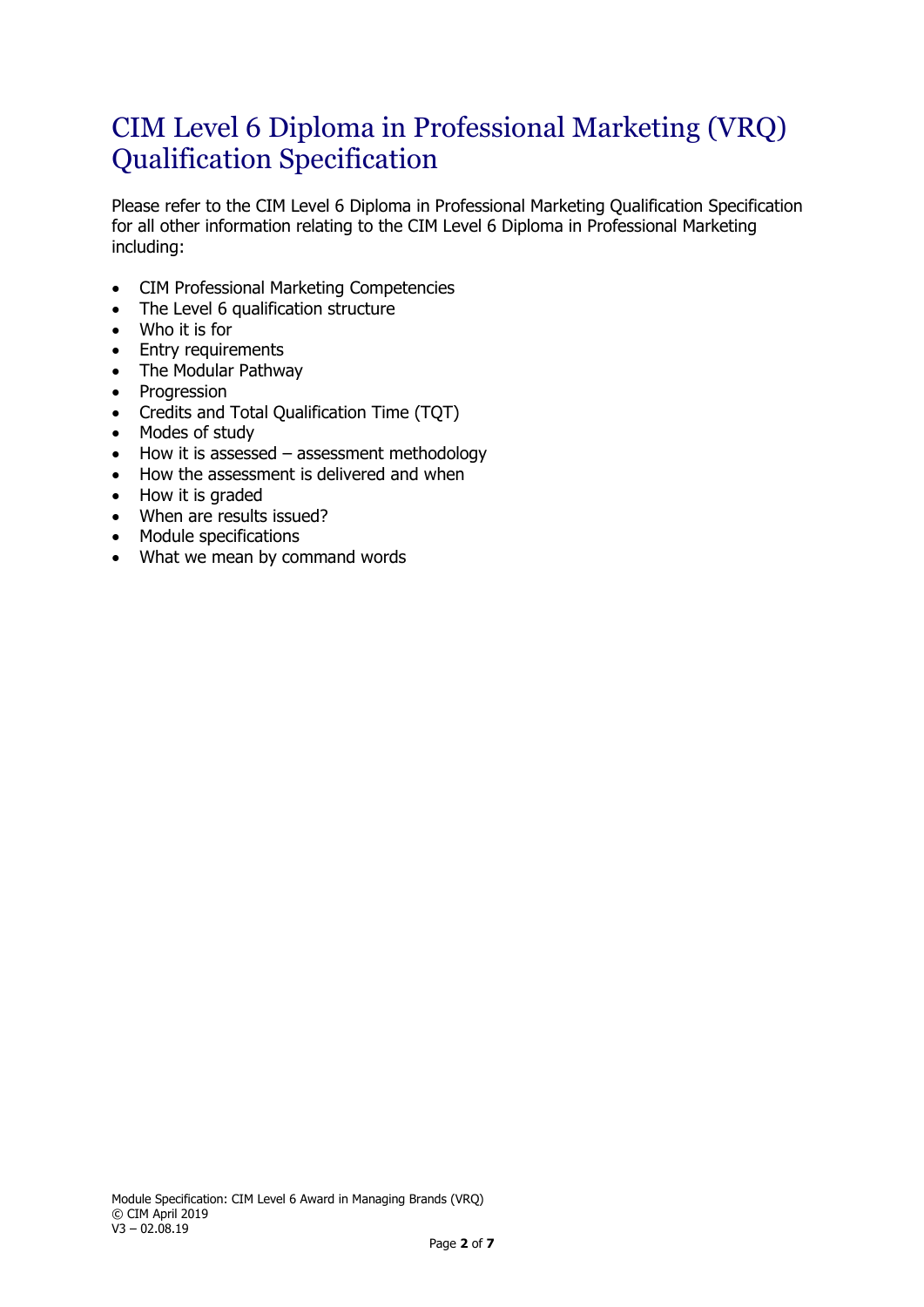# CIM Level 6 Diploma in Professional Marketing (VRQ) Qualification Specification

Please refer to the CIM Level 6 Diploma in Professional Marketing Qualification Specification for all other information relating to the CIM Level 6 Diploma in Professional Marketing including:

- CIM Professional Marketing Competencies
- The Level 6 qualification structure
- Who it is for
- Entry requirements
- The Modular Pathway
- Progression
- Credits and Total Qualification Time (TQT)
- Modes of study
- How it is assessed – assessment methodology
- How the assessment is delivered and when
- How it is graded
- When are results issued?
- Module specifications
- What we mean by command words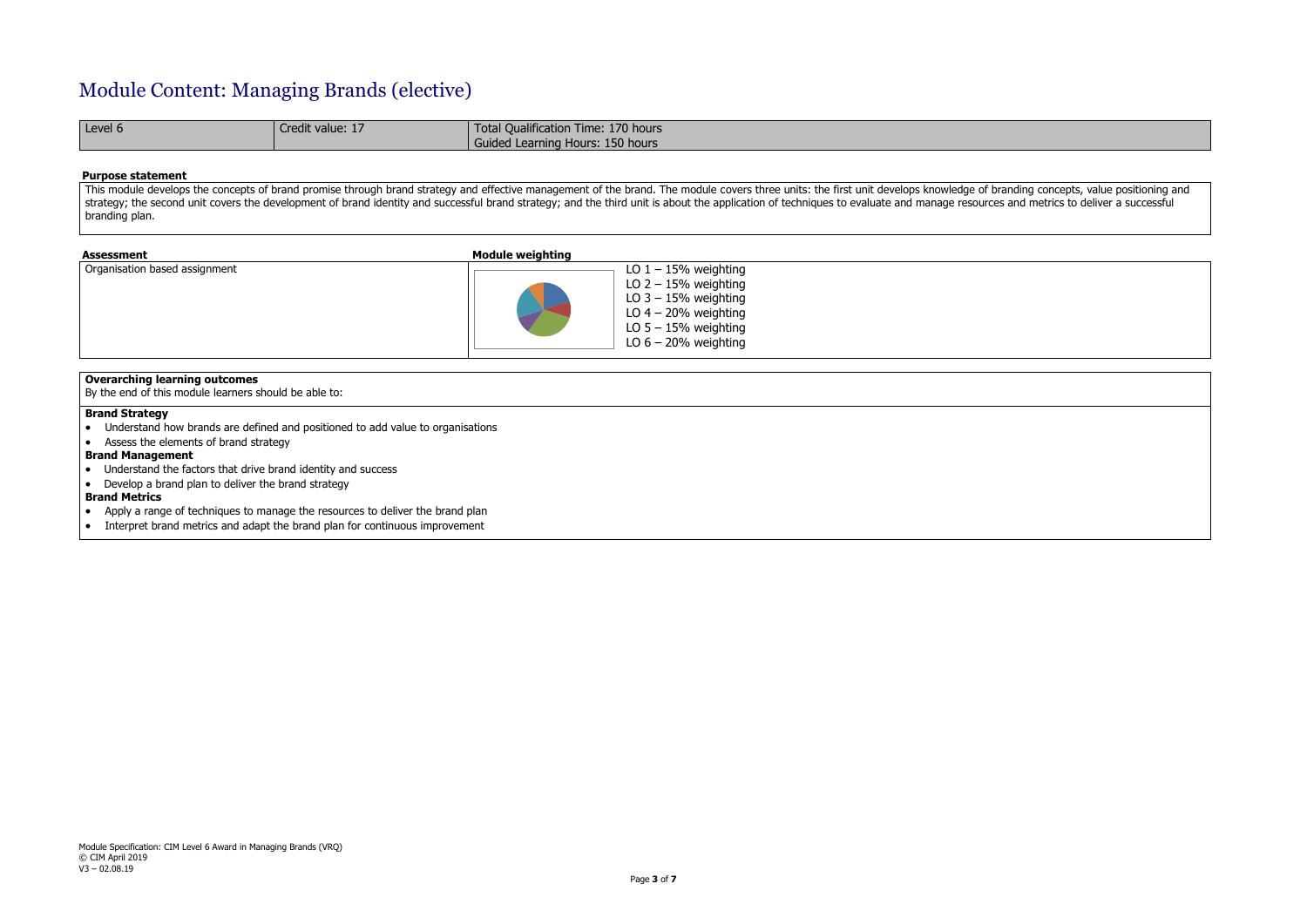# Module Content: Managing Brands (elective)

| Level 6 | Credit value: 17 | Total Qualification Time: 170 hours<br>Guided Learning Hours: 150 hours |
|---|---|---|

**Purpose statement**

This module develops the concepts of brand promise through brand strategy and effective management of the brand. The module covers three units: the first unit develops knowledge of branding concepts, value positioning and strategy; the second unit covers the development of brand identity and successful brand strategy; and the third unit is about the application of techniques to evaluate and manage resources and metrics to deliver a successful branding plan.

| Assessment | Module weighting |
|---|---|
| Organisation based assignment | LO 1 – 15% weighting<br>LO 2 – 15% weighting<br>LO 3 – 15% weighting<br>LO 4 – 20% weighting<br>LO 5 – 15% weighting<br>LO 6 – 20% weighting |

**Overarching learning outcomes**

By the end of this module learners should be able to:

**Brand Strategy**

- Understand how brands are defined and positioned to add value to organisations
- Assess the elements of brand strategy

**Brand Management**

- Understand the factors that drive brand identity and success
- Develop a brand plan to deliver the brand strategy

**Brand Metrics**

- Apply a range of techniques to manage the resources to deliver the brand plan
- Interpret brand metrics and adapt the brand plan for continuous improvement

Module Specification: CIM Level 6 Award in Managing Brands (VRQ)
© CIM April 2019
V3 – 02.08.19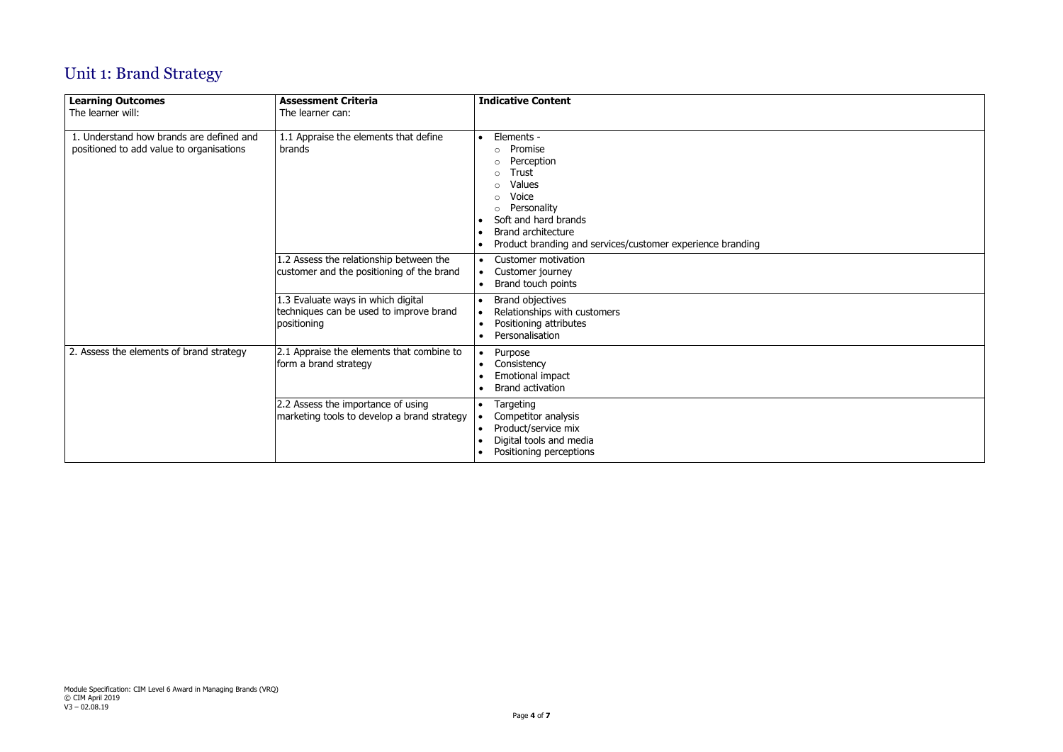# Unit 1: Brand Strategy

| **Learning Outcomes**<br>The learner will: | **Assessment Criteria**<br>The learner can: | **Indicative Content** |
|---|---|---|
| 1. Understand how brands are defined and positioned to add value to organisations | 1.1 Appraise the elements that define brands | • Elements -<br>&nbsp;&nbsp;○ Promise<br>&nbsp;&nbsp;○ Perception<br>&nbsp;&nbsp;○ Trust<br>&nbsp;&nbsp;○ Values<br>&nbsp;&nbsp;○ Voice<br>&nbsp;&nbsp;○ Personality<br>• Soft and hard brands<br>• Brand architecture<br>• Product branding and services/customer experience branding |
| | 1.2 Assess the relationship between the customer and the positioning of the brand | • Customer motivation<br>• Customer journey<br>• Brand touch points |
| | 1.3 Evaluate ways in which digital techniques can be used to improve brand positioning | • Brand objectives<br>• Relationships with customers<br>• Positioning attributes<br>• Personalisation |
| 2. Assess the elements of brand strategy | 2.1 Appraise the elements that combine to form a brand strategy | • Purpose<br>• Consistency<br>• Emotional impact<br>• Brand activation |
| | 2.2 Assess the importance of using marketing tools to develop a brand strategy | • Targeting<br>• Competitor analysis<br>• Product/service mix<br>• Digital tools and media<br>• Positioning perceptions |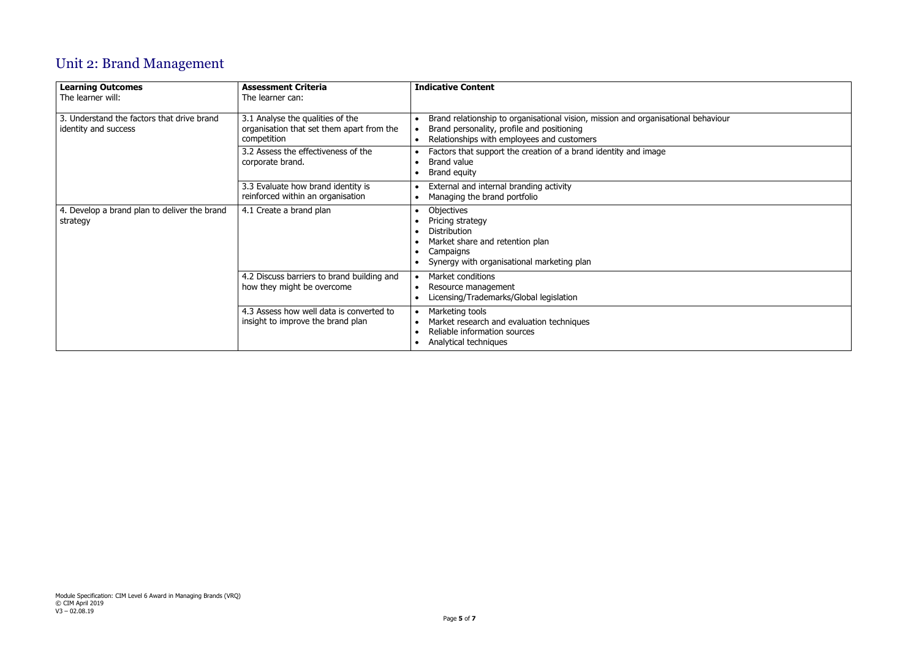# Unit 2: Brand Management

| **Learning Outcomes**<br>The learner will: | **Assessment Criteria**<br>The learner can: | **Indicative Content** |
|---|---|---|
| 3. Understand the factors that drive brand identity and success | 3.1 Analyse the qualities of the organisation that set them apart from the competition | • Brand relationship to organisational vision, mission and organisational behaviour<br>• Brand personality, profile and positioning<br>• Relationships with employees and customers |
| | 3.2 Assess the effectiveness of the corporate brand. | • Factors that support the creation of a brand identity and image<br>• Brand value<br>• Brand equity |
| | 3.3 Evaluate how brand identity is reinforced within an organisation | • External and internal branding activity<br>• Managing the brand portfolio |
| 4. Develop a brand plan to deliver the brand strategy | 4.1 Create a brand plan | • Objectives<br>• Pricing strategy<br>• Distribution<br>• Market share and retention plan<br>• Campaigns<br>• Synergy with organisational marketing plan |
| | 4.2 Discuss barriers to brand building and how they might be overcome | • Market conditions<br>• Resource management<br>• Licensing/Trademarks/Global legislation |
| | 4.3 Assess how well data is converted to insight to improve the brand plan | • Marketing tools<br>• Market research and evaluation techniques<br>• Reliable information sources<br>• Analytical techniques |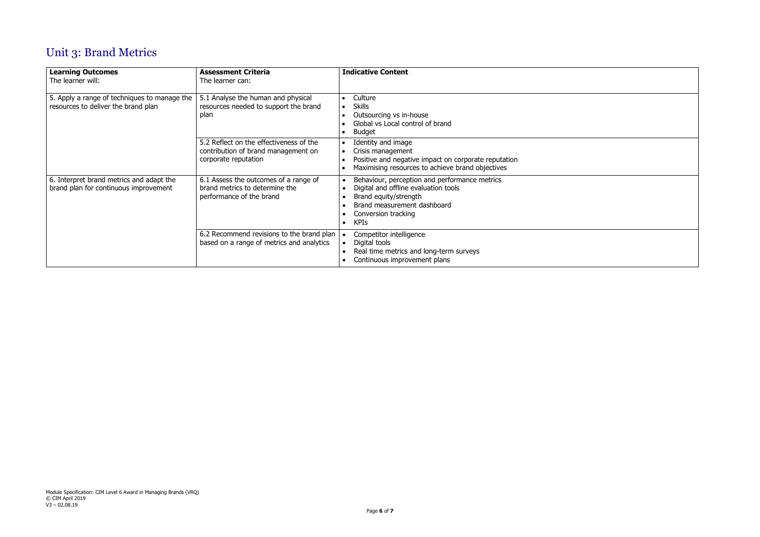# Unit 3: Brand Metrics

| **Learning Outcomes**<br>The learner will: | **Assessment Criteria**<br>The learner can: | **Indicative Content** |
|---|---|---|
| 5. Apply a range of techniques to manage the resources to deliver the brand plan | 5.1 Analyse the human and physical resources needed to support the brand plan | • Culture<br>• Skills<br>• Outsourcing vs in-house<br>• Global vs Local control of brand<br>• Budget |
| | 5.2 Reflect on the effectiveness of the contribution of brand management on corporate reputation | • Identity and image<br>• Crisis management<br>• Positive and negative impact on corporate reputation<br>• Maximising resources to achieve brand objectives |
| 6. Interpret brand metrics and adapt the brand plan for continuous improvement | 6.1 Assess the outcomes of a range of brand metrics to determine the performance of the brand | • Behaviour, perception and performance metrics<br>• Digital and offline evaluation tools<br>• Brand equity/strength<br>• Brand measurement dashboard<br>• Conversion tracking<br>• KPIs |
| | 6.2 Recommend revisions to the brand plan based on a range of metrics and analytics | • Competitor intelligence<br>• Digital tools<br>• Real time metrics and long-term surveys<br>• Continuous improvement plans |

Module Specification: CIM Level 6 Award in Managing Brands (VRQ)
© CIM April 2019
V3 – 02.08.19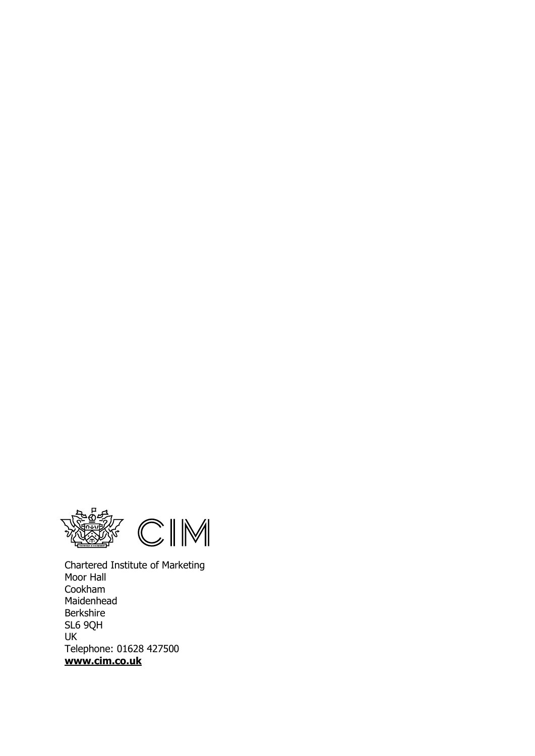CIM

Chartered Institute of Marketing
Moor Hall
Cookham
Maidenhead
Berkshire
SL6 9QH
UK
Telephone: 01628 427500
**www.cim.co.uk**